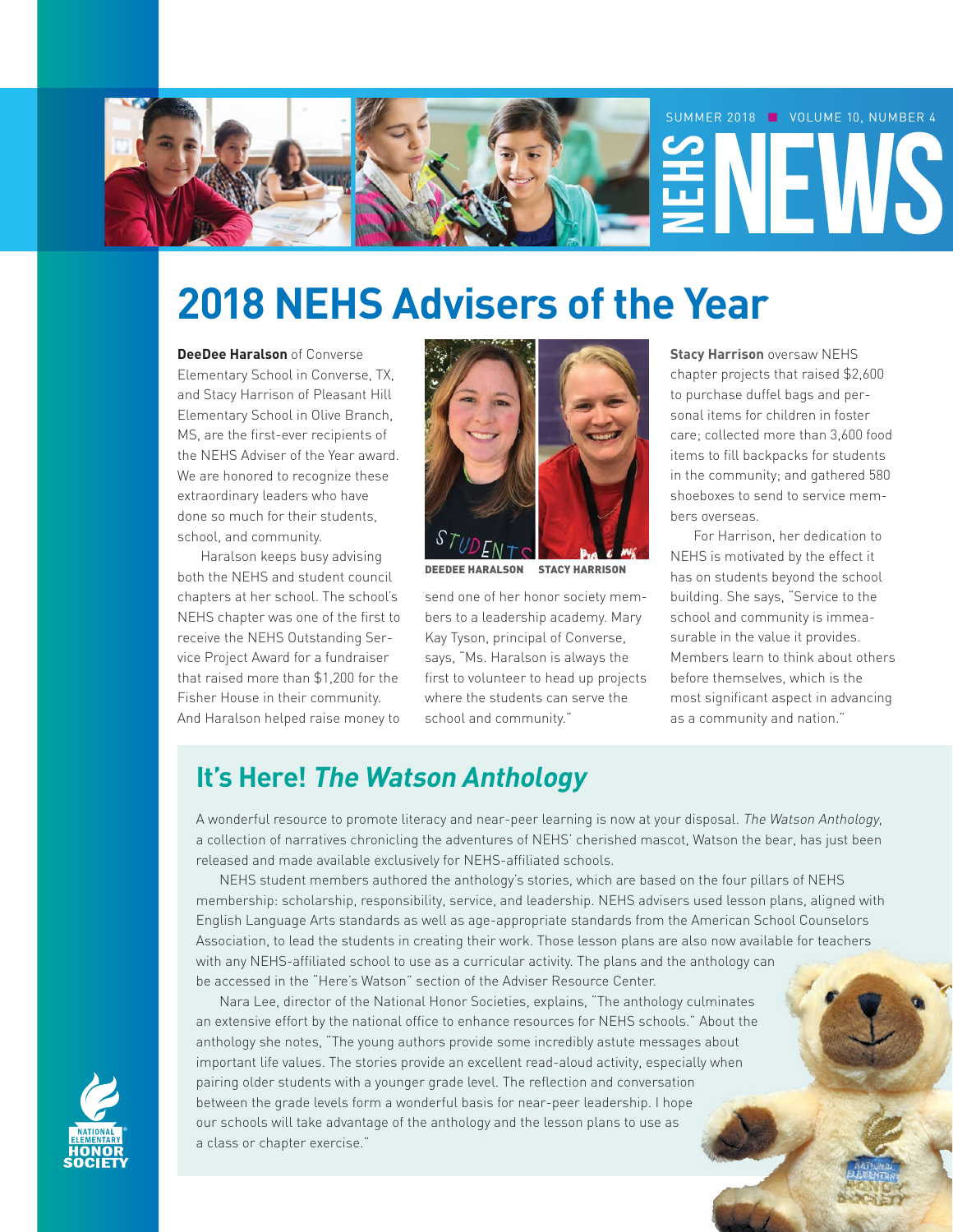SUMMER 2018 ■ VOLUME 10, NUMBER 4

# NEHS NEWS

## 2018 NEHS Advisers of the Year

**DeeDee Haralson** of Converse Elementary School in Converse, TX, and Stacy Harrison of Pleasant Hill Elementary School in Olive Branch, MS, are the first-ever recipients of the NEHS Adviser of the Year award. We are honored to recognize these extraordinary leaders who have done so much for their students, school, and community.

Haralson keeps busy advising both the NEHS and student council chapters at her school. The school's NEHS chapter was one of the first to receive the NEHS Outstanding Service Project Award for a fundraiser that raised more than $1,200 for the Fisher House in their community. And Haralson helped raise money to send one of her honor society members to a leadership academy. Mary Kay Tyson, principal of Converse, says, "Ms. Haralson is always the first to volunteer to head up projects where the students can serve the school and community."

DEEDEE HARALSON    STACY HARRISON

**Stacy Harrison** oversaw NEHS chapter projects that raised $2,600 to purchase duffel bags and personal items for children in foster care; collected more than 3,600 food items to fill backpacks for students in the community; and gathered 580 shoeboxes to send to service members overseas.

For Harrison, her dedication to NEHS is motivated by the effect it has on students beyond the school building. She says, "Service to the school and community is immeasurable in the value it provides. Members learn to think about others before themselves, which is the most significant aspect in advancing as a community and nation."

## It's Here! *The Watson Anthology*

A wonderful resource to promote literacy and near-peer learning is now at your disposal. *The Watson Anthology*, a collection of narratives chronicling the adventures of NEHS' cherished mascot, Watson the bear, has just been released and made available exclusively for NEHS-affiliated schools.

NEHS student members authored the anthology's stories, which are based on the four pillars of NEHS membership: scholarship, responsibility, service, and leadership. NEHS advisers used lesson plans, aligned with English Language Arts standards as well as age-appropriate standards from the American School Counselors Association, to lead the students in creating their work. Those lesson plans are also now available for teachers with any NEHS-affiliated school to use as a curricular activity. The plans and the anthology can be accessed in the "Here's Watson" section of the Adviser Resource Center.

Nara Lee, director of the National Honor Societies, explains, "The anthology culminates an extensive effort by the national office to enhance resources for NEHS schools." About the anthology she notes, "The young authors provide some incredibly astute messages about important life values. The stories provide an excellent read-aloud activity, especially when pairing older students with a younger grade level. The reflection and conversation between the grade levels form a wonderful basis for near-peer leadership. I hope our schools will take advantage of the anthology and the lesson plans to use as a class or chapter exercise."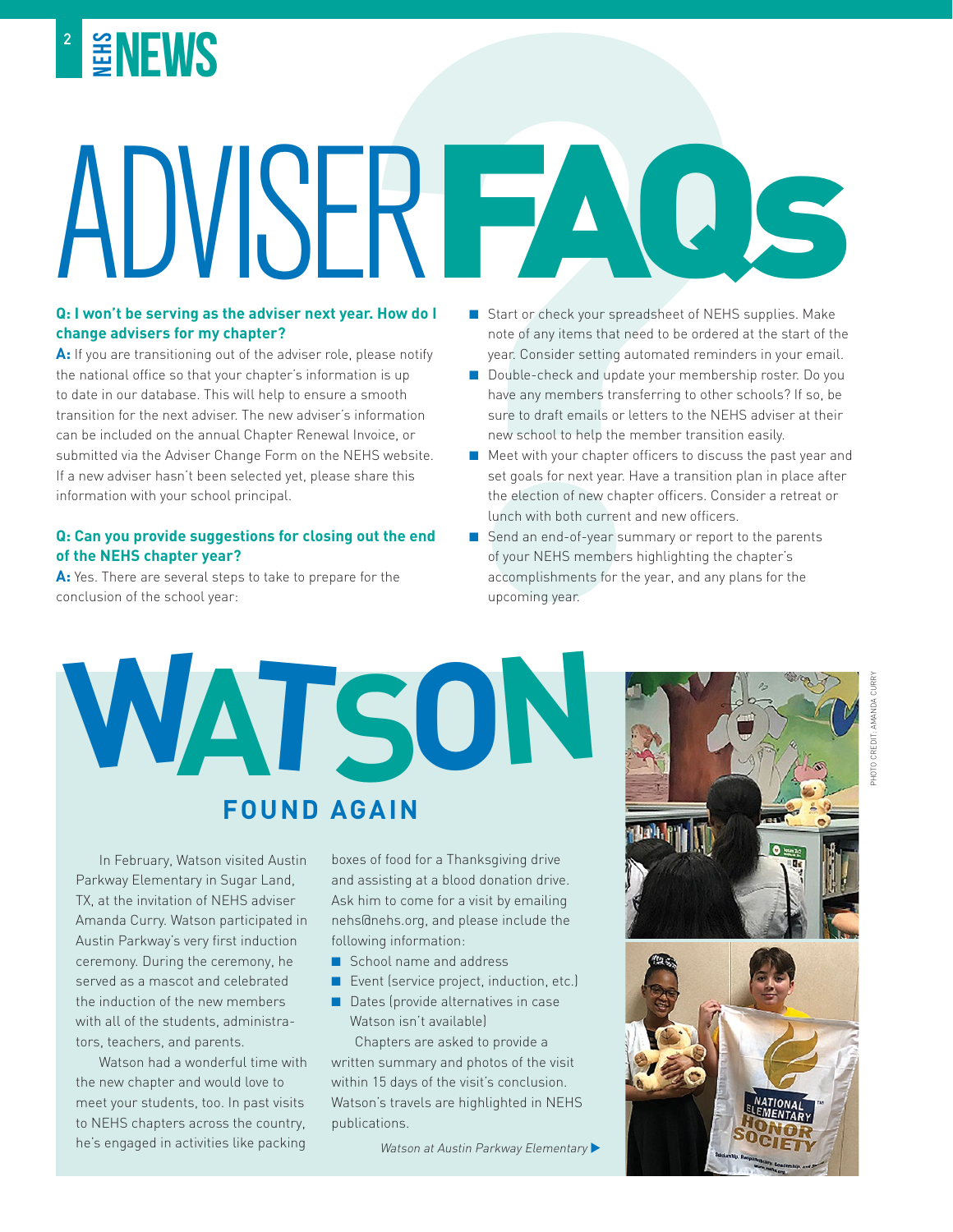# ADVISER FAQs

**Q: I won't be serving as the adviser next year. How do I change advisers for my chapter?**

**A:** If you are transitioning out of the adviser role, please notify the national office so that your chapter's information is up to date in our database. This will help to ensure a smooth transition for the next adviser. The new adviser's information can be included on the annual Chapter Renewal Invoice, or submitted via the Adviser Change Form on the NEHS website. If a new adviser hasn't been selected yet, please share this information with your school principal.

**Q: Can you provide suggestions for closing out the end of the NEHS chapter year?**

**A:** Yes. There are several steps to take to prepare for the conclusion of the school year:

- Start or check your spreadsheet of NEHS supplies. Make note of any items that need to be ordered at the start of the year. Consider setting automated reminders in your email.
- Double-check and update your membership roster. Do you have any members transferring to other schools? If so, be sure to draft emails or letters to the NEHS adviser at their new school to help the member transition easily.
- Meet with your chapter officers to discuss the past year and set goals for next year. Have a transition plan in place after the election of new chapter officers. Consider a retreat or lunch with both current and new officers.
- Send an end-of-year summary or report to the parents of your NEHS members highlighting the chapter's accomplishments for the year, and any plans for the upcoming year.

# WATSON

## FOUND AGAIN

In February, Watson visited Austin Parkway Elementary in Sugar Land, TX, at the invitation of NEHS adviser Amanda Curry. Watson participated in Austin Parkway's very first induction ceremony. During the ceremony, he served as a mascot and celebrated the induction of the new members with all of the students, administrators, teachers, and parents.

Watson had a wonderful time with the new chapter and would love to meet your students, too. In past visits to NEHS chapters across the country, he's engaged in activities like packing boxes of food for a Thanksgiving drive and assisting at a blood donation drive. Ask him to come for a visit by emailing nehs@nehs.org, and please include the following information:

- School name and address
- Event (service project, induction, etc.)
- Dates (provide alternatives in case Watson isn't available)

Chapters are asked to provide a written summary and photos of the visit within 15 days of the visit's conclusion. Watson's travels are highlighted in NEHS publications.

*Watson at Austin Parkway Elementary* ▶

PHOTO CREDIT: AMANDA CURRY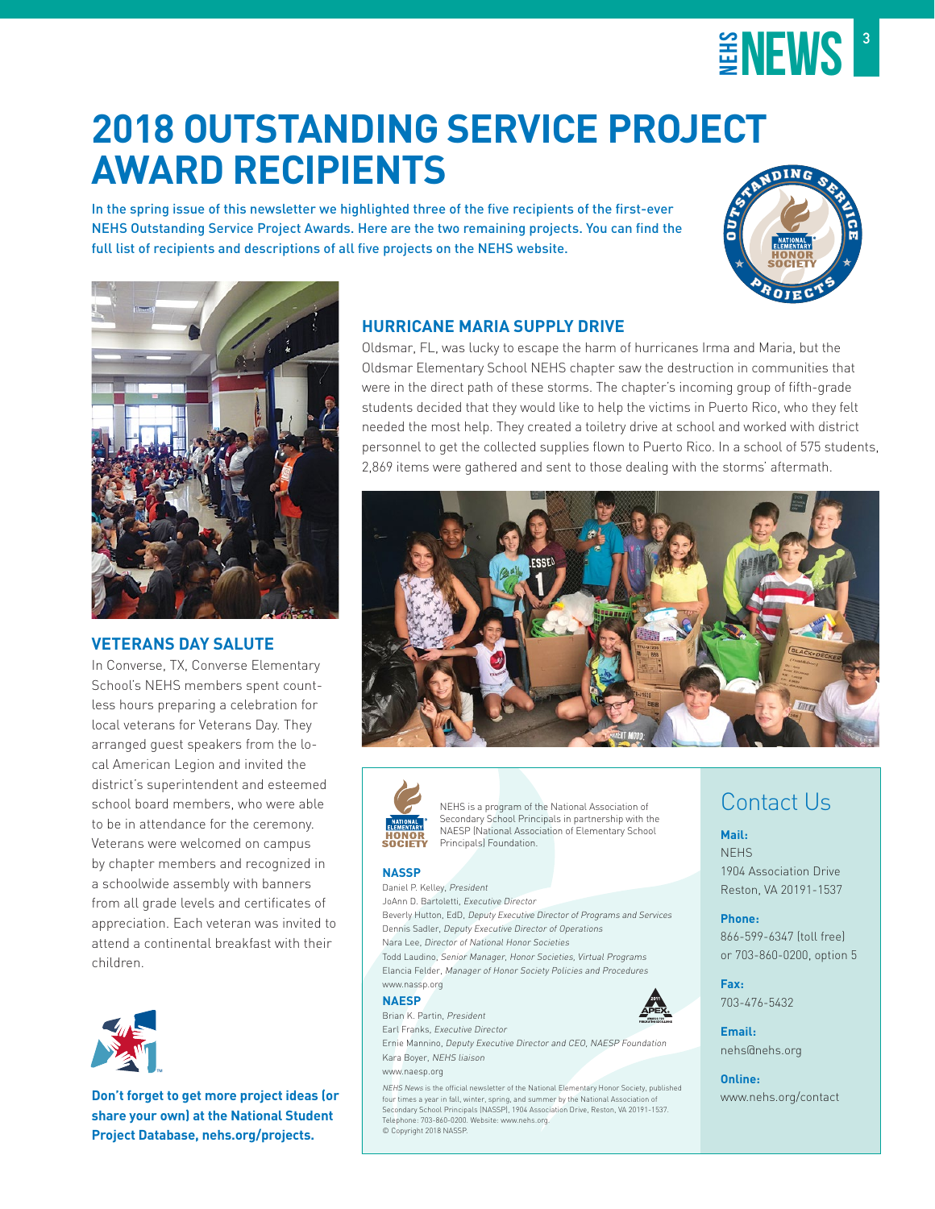# 2018 OUTSTANDING SERVICE PROJECT AWARD RECIPIENTS

In the spring issue of this newsletter we highlighted three of the five recipients of the first-ever NEHS Outstanding Service Project Awards. Here are the two remaining projects. You can find the full list of recipients and descriptions of all five projects on the NEHS website.

## VETERANS DAY SALUTE

In Converse, TX, Converse Elementary School's NEHS members spent countless hours preparing a celebration for local veterans for Veterans Day. They arranged guest speakers from the local American Legion and invited the district's superintendent and esteemed school board members, who were able to be in attendance for the ceremony. Veterans were welcomed on campus by chapter members and recognized in a schoolwide assembly with banners from all grade levels and certificates of appreciation. Each veteran was invited to attend a continental breakfast with their children.

**Don't forget to get more project ideas (or share your own) at the National Student Project Database, nehs.org/projects.**

## HURRICANE MARIA SUPPLY DRIVE

Oldsmar, FL, was lucky to escape the harm of hurricanes Irma and Maria, but the Oldsmar Elementary School NEHS chapter saw the destruction in communities that were in the direct path of these storms. The chapter's incoming group of fifth-grade students decided that they would like to help the victims in Puerto Rico, who they felt needed the most help. They created a toiletry drive at school and worked with district personnel to get the collected supplies flown to Puerto Rico. In a school of 575 students, 2,869 items were gathered and sent to those dealing with the storms' aftermath.

---

NEHS is a program of the National Association of Secondary School Principals in partnership with the NAESP (National Association of Elementary School Principals) Foundation.

**NASSP**

Daniel P. Kelley, *President*
JoAnn D. Bartoletti, *Executive Director*
Beverly Hutton, EdD, *Deputy Executive Director of Programs and Services*
Dennis Sadler, *Deputy Executive Director of Operations*
Nara Lee, *Director of National Honor Societies*
Todd Laudino, *Senior Manager, Honor Societies, Virtual Programs*
Elancia Felder, *Manager of Honor Society Policies and Procedures*
www.nassp.org

**NAESP**

Brian K. Partin, *President*
Earl Franks, *Executive Director*
Ernie Mannino, *Deputy Executive Director and CEO, NAESP Foundation*
Kara Boyer, *NEHS liaison*
www.naesp.org

*NEHS News* is the official newsletter of the National Elementary Honor Society, published four times a year in fall, winter, spring, and summer by the National Association of Secondary School Principals (NASSP), 1904 Association Drive, Reston, VA 20191-1537. Telephone: 703-860-0200. Website: www.nehs.org.
© Copyright 2018 NASSP.

## Contact Us

**Mail:**
NEHS
1904 Association Drive
Reston, VA 20191-1537

**Phone:**
866-599-6347 (toll free)
or 703-860-0200, option 5

**Fax:**
703-476-5432

**Email:**
nehs@nehs.org

**Online:**
www.nehs.org/contact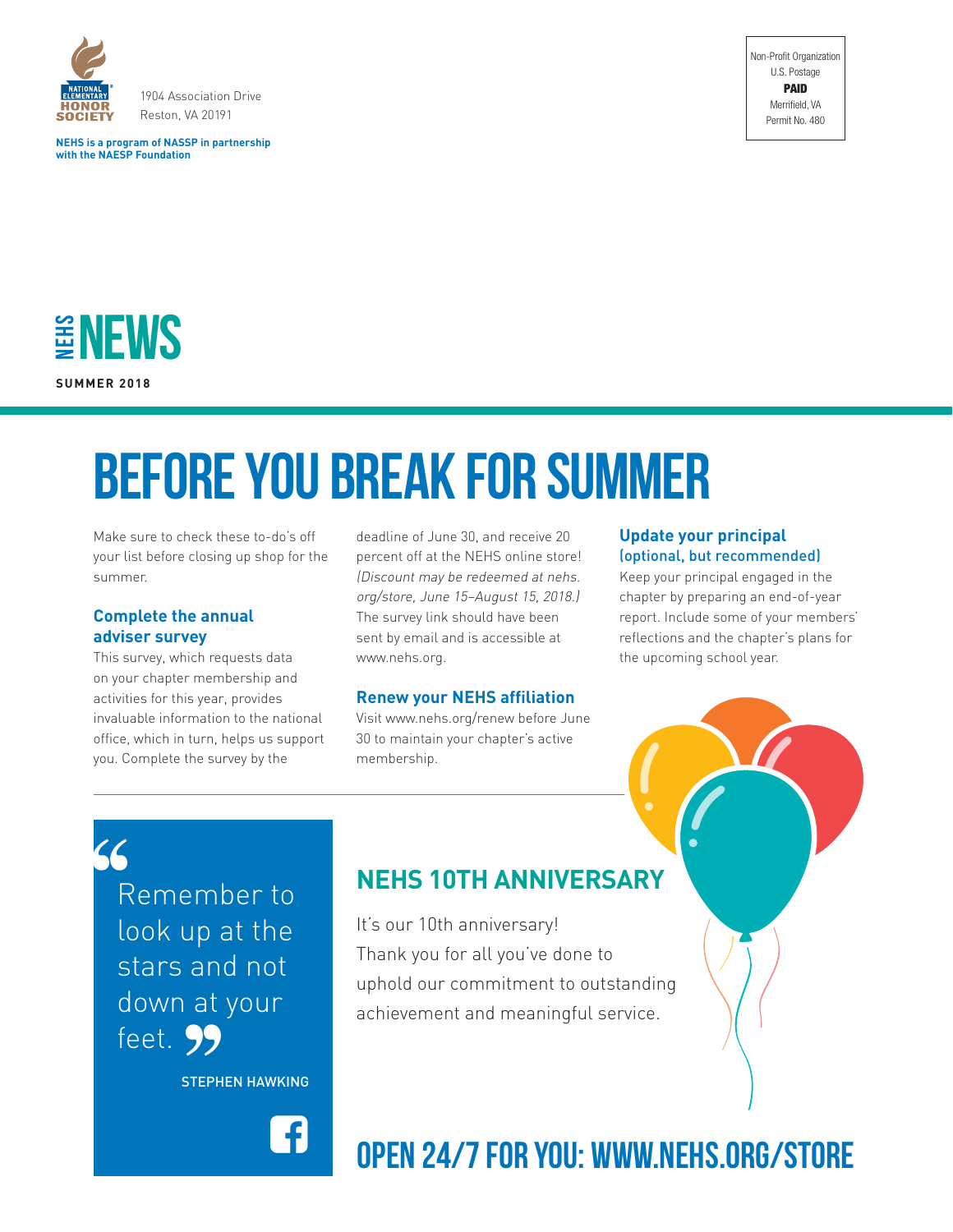NATIONAL ELEMENTARY HONOR SOCIETY

1904 Association Drive
Reston, VA 20191

**NEHS is a program of NASSP in partnership with the NAESP Foundation**

Non-Profit Organization
U.S. Postage
**PAID**
Merrifield, VA
Permit No. 480

# NEHS NEWS

**SUMMER 2018**

# BEFORE YOU BREAK FOR SUMMER

Make sure to check these to-do's off your list before closing up shop for the summer.

### Complete the annual adviser survey

This survey, which requests data on your chapter membership and activities for this year, provides invaluable information to the national office, which in turn, helps us support you. Complete the survey by the deadline of June 30, and receive 20 percent off at the NEHS online store! *(Discount may be redeemed at nehs.org/store, June 15–August 15, 2018.)* The survey link should have been sent by email and is accessible at www.nehs.org.

### Renew your NEHS affiliation

Visit www.nehs.org/renew before June 30 to maintain your chapter's active membership.

### Update your principal (optional, but recommended)

Keep your principal engaged in the chapter by preparing an end-of-year report. Include some of your members' reflections and the chapter's plans for the upcoming school year.

> "Remember to look up at the stars and not down at your feet."
>
> STEPHEN HAWKING

## NEHS 10TH ANNIVERSARY

It's our 10th anniversary! Thank you for all you've done to uphold our commitment to outstanding achievement and meaningful service.

## OPEN 24/7 FOR YOU: WWW.NEHS.ORG/STORE